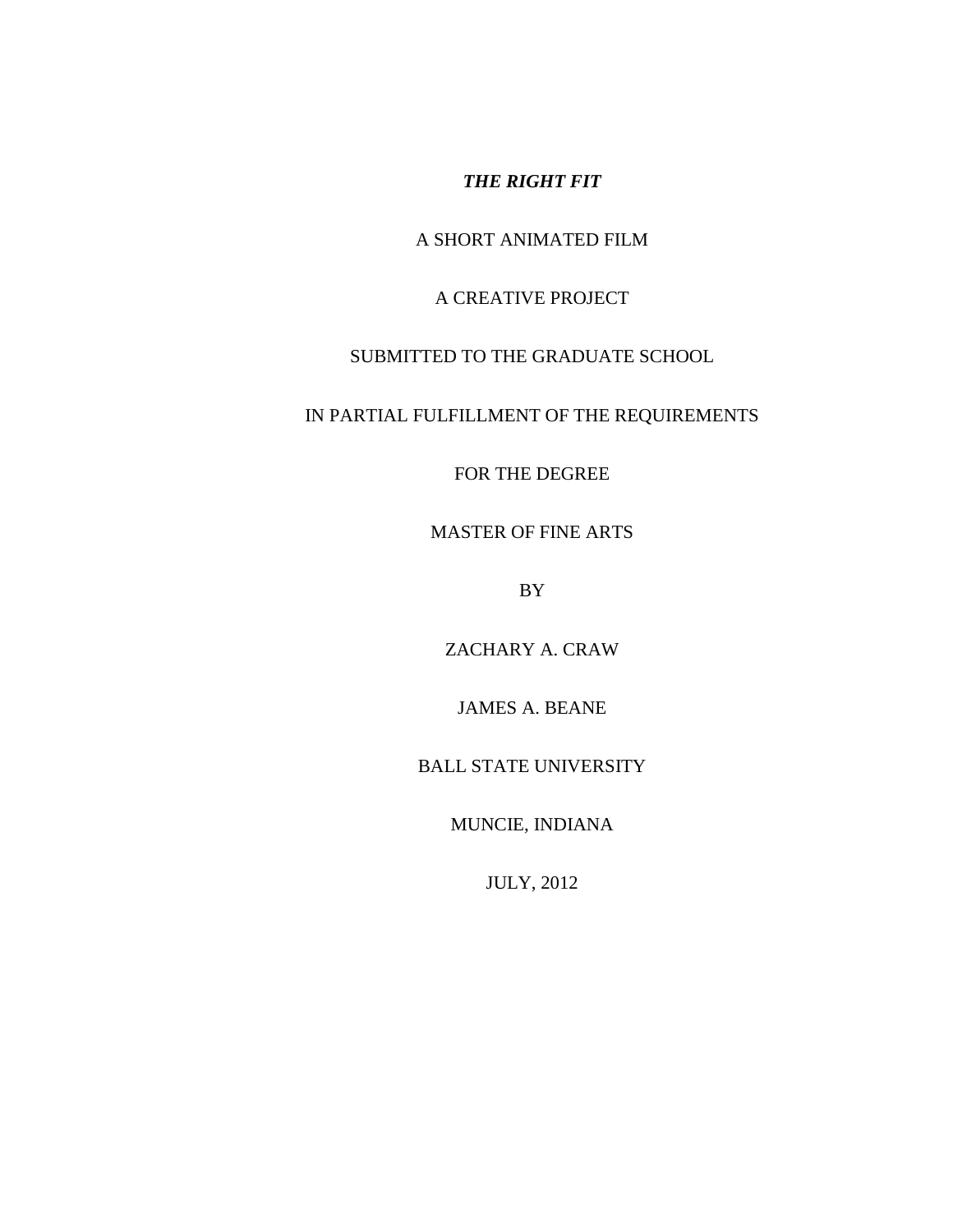***THE RIGHT FIT***

A SHORT ANIMATED FILM

A CREATIVE PROJECT

SUBMITTED TO THE GRADUATE SCHOOL

IN PARTIAL FULFILLMENT OF THE REQUIREMENTS

FOR THE DEGREE

MASTER OF FINE ARTS

BY

ZACHARY A. CRAW

JAMES A. BEANE

BALL STATE UNIVERSITY

MUNCIE, INDIANA

JULY, 2012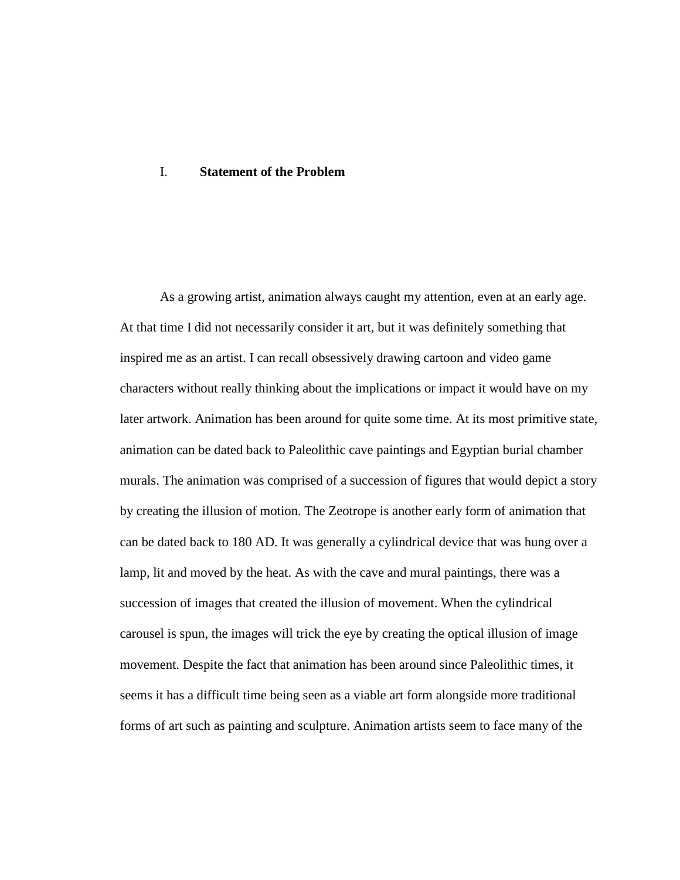## I. Statement of the Problem

As a growing artist, animation always caught my attention, even at an early age. At that time I did not necessarily consider it art, but it was definitely something that inspired me as an artist. I can recall obsessively drawing cartoon and video game characters without really thinking about the implications or impact it would have on my later artwork. Animation has been around for quite some time. At its most primitive state, animation can be dated back to Paleolithic cave paintings and Egyptian burial chamber murals. The animation was comprised of a succession of figures that would depict a story by creating the illusion of motion. The Zeotrope is another early form of animation that can be dated back to 180 AD. It was generally a cylindrical device that was hung over a lamp, lit and moved by the heat. As with the cave and mural paintings, there was a succession of images that created the illusion of movement. When the cylindrical carousel is spun, the images will trick the eye by creating the optical illusion of image movement. Despite the fact that animation has been around since Paleolithic times, it seems it has a difficult time being seen as a viable art form alongside more traditional forms of art such as painting and sculpture. Animation artists seem to face many of the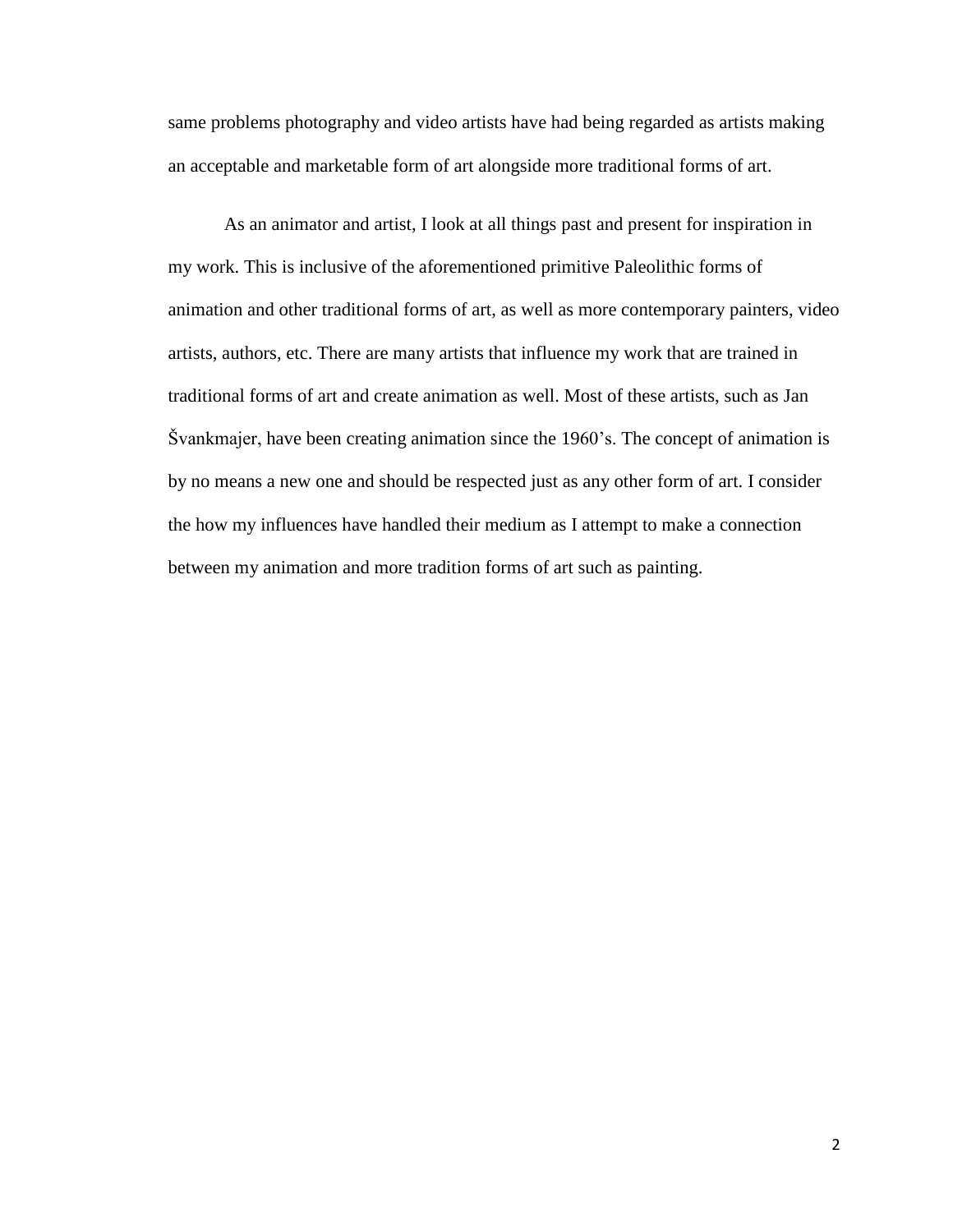same problems photography and video artists have had being regarded as artists making an acceptable and marketable form of art alongside more traditional forms of art.

As an animator and artist, I look at all things past and present for inspiration in my work. This is inclusive of the aforementioned primitive Paleolithic forms of animation and other traditional forms of art, as well as more contemporary painters, video artists, authors, etc. There are many artists that influence my work that are trained in traditional forms of art and create animation as well. Most of these artists, such as Jan Švankmajer, have been creating animation since the 1960's. The concept of animation is by no means a new one and should be respected just as any other form of art. I consider the how my influences have handled their medium as I attempt to make a connection between my animation and more tradition forms of art such as painting.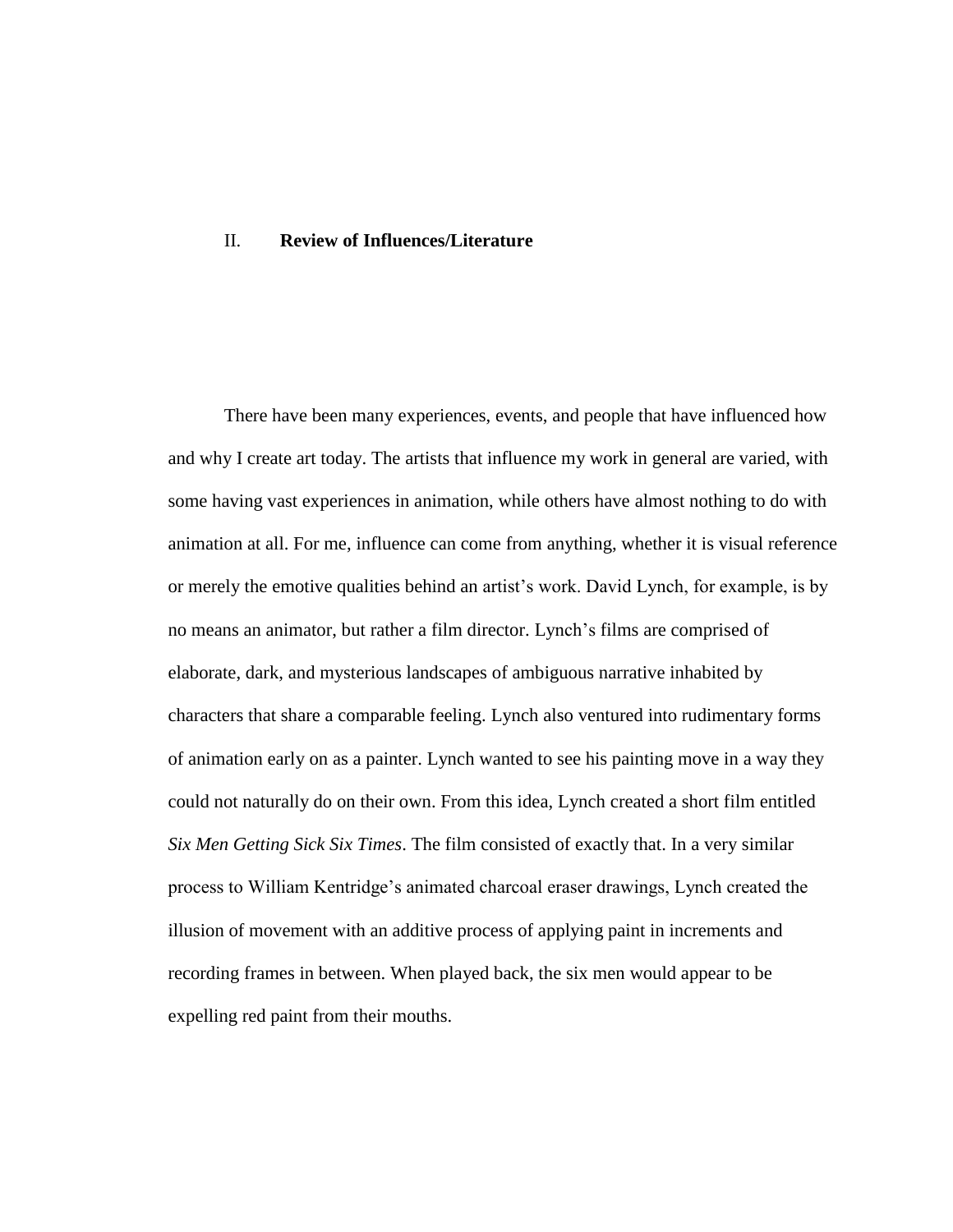## II. **Review of Influences/Literature**

There have been many experiences, events, and people that have influenced how and why I create art today. The artists that influence my work in general are varied, with some having vast experiences in animation, while others have almost nothing to do with animation at all. For me, influence can come from anything, whether it is visual reference or merely the emotive qualities behind an artist's work. David Lynch, for example, is by no means an animator, but rather a film director. Lynch's films are comprised of elaborate, dark, and mysterious landscapes of ambiguous narrative inhabited by characters that share a comparable feeling. Lynch also ventured into rudimentary forms of animation early on as a painter. Lynch wanted to see his painting move in a way they could not naturally do on their own. From this idea, Lynch created a short film entitled *Six Men Getting Sick Six Times*. The film consisted of exactly that. In a very similar process to William Kentridge's animated charcoal eraser drawings, Lynch created the illusion of movement with an additive process of applying paint in increments and recording frames in between. When played back, the six men would appear to be expelling red paint from their mouths.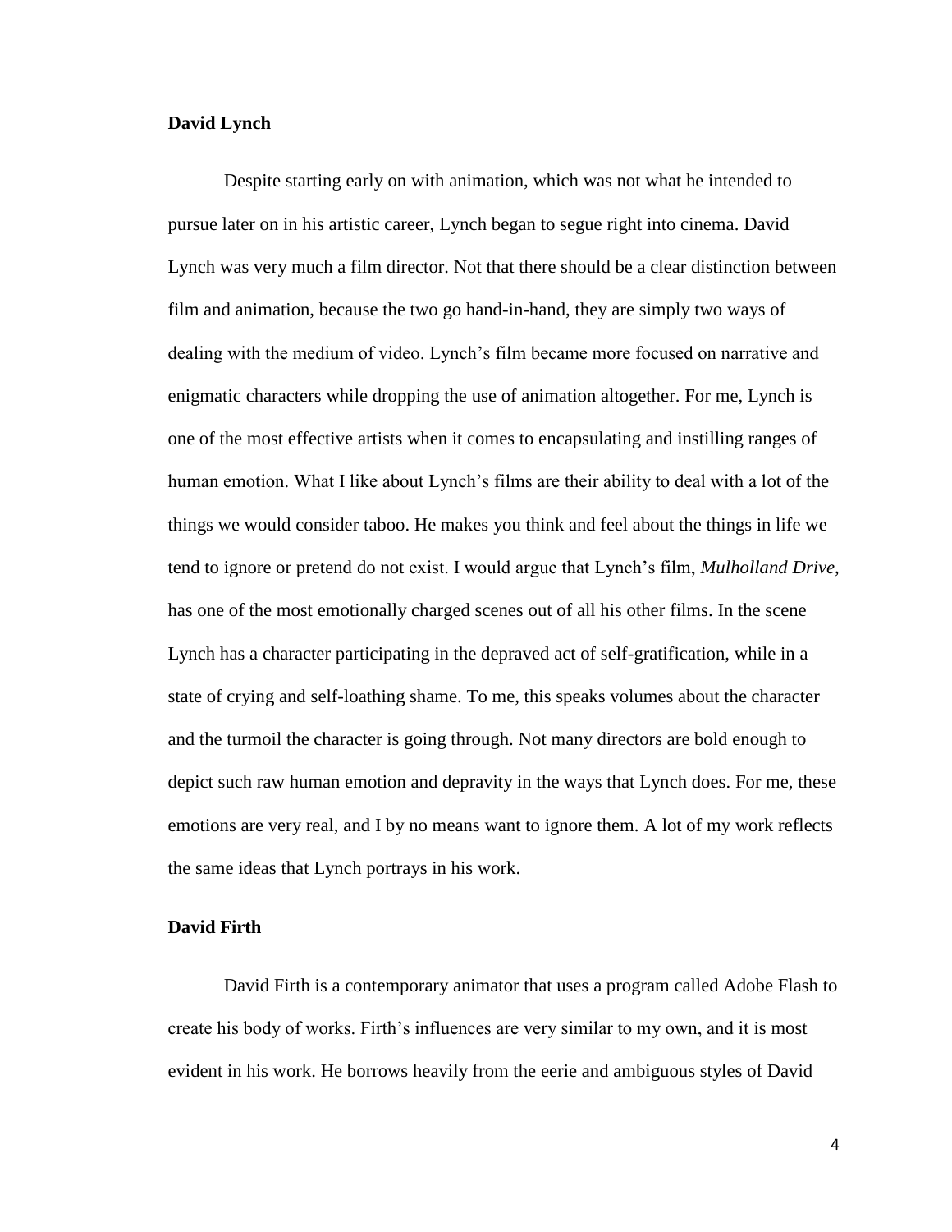### David Lynch

Despite starting early on with animation, which was not what he intended to pursue later on in his artistic career, Lynch began to segue right into cinema. David Lynch was very much a film director. Not that there should be a clear distinction between film and animation, because the two go hand-in-hand, they are simply two ways of dealing with the medium of video. Lynch's film became more focused on narrative and enigmatic characters while dropping the use of animation altogether. For me, Lynch is one of the most effective artists when it comes to encapsulating and instilling ranges of human emotion. What I like about Lynch's films are their ability to deal with a lot of the things we would consider taboo. He makes you think and feel about the things in life we tend to ignore or pretend do not exist. I would argue that Lynch's film, *Mulholland Drive*, has one of the most emotionally charged scenes out of all his other films. In the scene Lynch has a character participating in the depraved act of self-gratification, while in a state of crying and self-loathing shame. To me, this speaks volumes about the character and the turmoil the character is going through. Not many directors are bold enough to depict such raw human emotion and depravity in the ways that Lynch does. For me, these emotions are very real, and I by no means want to ignore them. A lot of my work reflects the same ideas that Lynch portrays in his work.

### David Firth

David Firth is a contemporary animator that uses a program called Adobe Flash to create his body of works. Firth's influences are very similar to my own, and it is most evident in his work. He borrows heavily from the eerie and ambiguous styles of David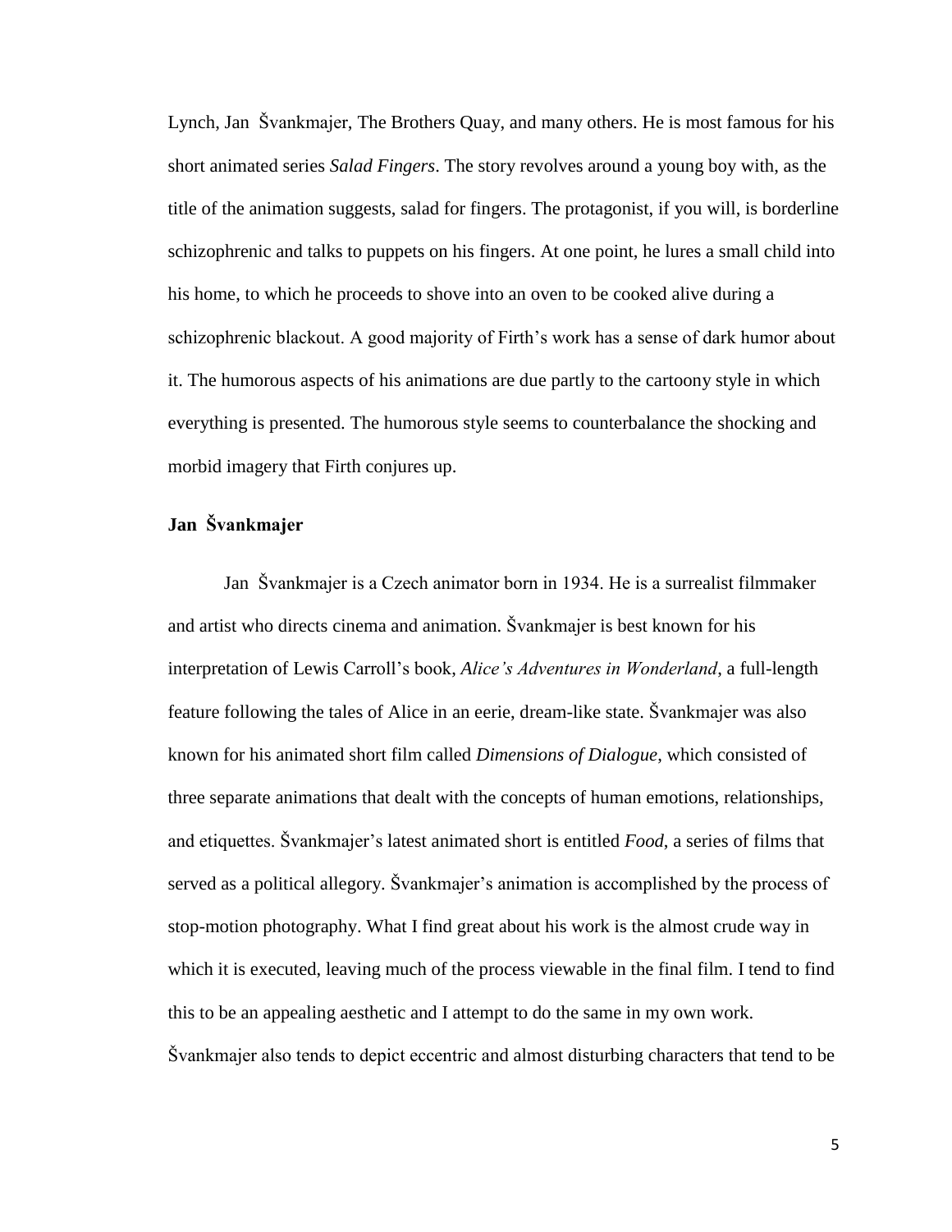Lynch, Jan  Švankmajer, The Brothers Quay, and many others. He is most famous for his short animated series *Salad Fingers*. The story revolves around a young boy with, as the title of the animation suggests, salad for fingers. The protagonist, if you will, is borderline schizophrenic and talks to puppets on his fingers. At one point, he lures a small child into his home, to which he proceeds to shove into an oven to be cooked alive during a schizophrenic blackout. A good majority of Firth's work has a sense of dark humor about it. The humorous aspects of his animations are due partly to the cartoony style in which everything is presented. The humorous style seems to counterbalance the shocking and morbid imagery that Firth conjures up.

### Jan  Švankmajer

Jan  Švankmajer is a Czech animator born in 1934. He is a surrealist filmmaker and artist who directs cinema and animation. Švankmajer is best known for his interpretation of Lewis Carroll's book, *Alice's Adventures in Wonderland*, a full-length feature following the tales of Alice in an eerie, dream-like state. Švankmajer was also known for his animated short film called *Dimensions of Dialogue*, which consisted of three separate animations that dealt with the concepts of human emotions, relationships, and etiquettes. Švankmajer's latest animated short is entitled *Food*, a series of films that served as a political allegory. Švankmajer's animation is accomplished by the process of stop-motion photography. What I find great about his work is the almost crude way in which it is executed, leaving much of the process viewable in the final film. I tend to find this to be an appealing aesthetic and I attempt to do the same in my own work. Švankmajer also tends to depict eccentric and almost disturbing characters that tend to be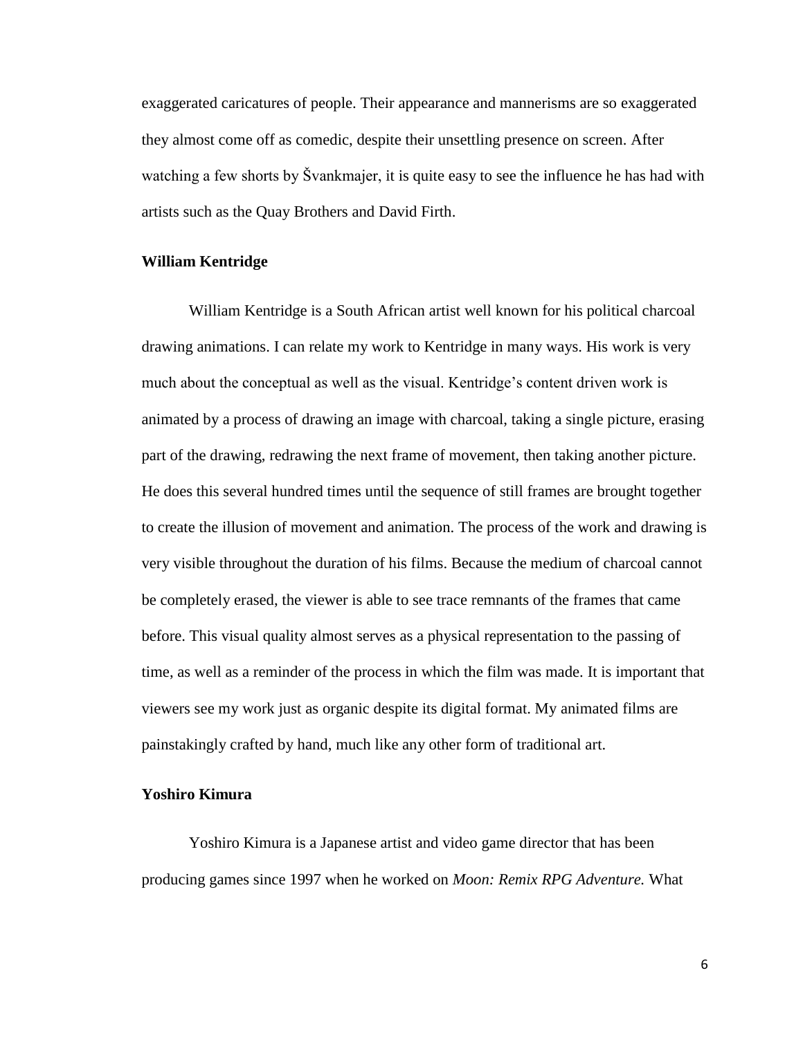exaggerated caricatures of people. Their appearance and mannerisms are so exaggerated they almost come off as comedic, despite their unsettling presence on screen. After watching a few shorts by Švankmajer, it is quite easy to see the influence he has had with artists such as the Quay Brothers and David Firth.

### William Kentridge

William Kentridge is a South African artist well known for his political charcoal drawing animations. I can relate my work to Kentridge in many ways. His work is very much about the conceptual as well as the visual. Kentridge's content driven work is animated by a process of drawing an image with charcoal, taking a single picture, erasing part of the drawing, redrawing the next frame of movement, then taking another picture. He does this several hundred times until the sequence of still frames are brought together to create the illusion of movement and animation. The process of the work and drawing is very visible throughout the duration of his films. Because the medium of charcoal cannot be completely erased, the viewer is able to see trace remnants of the frames that came before. This visual quality almost serves as a physical representation to the passing of time, as well as a reminder of the process in which the film was made. It is important that viewers see my work just as organic despite its digital format. My animated films are painstakingly crafted by hand, much like any other form of traditional art.

### Yoshiro Kimura

Yoshiro Kimura is a Japanese artist and video game director that has been producing games since 1997 when he worked on *Moon: Remix RPG Adventure.* What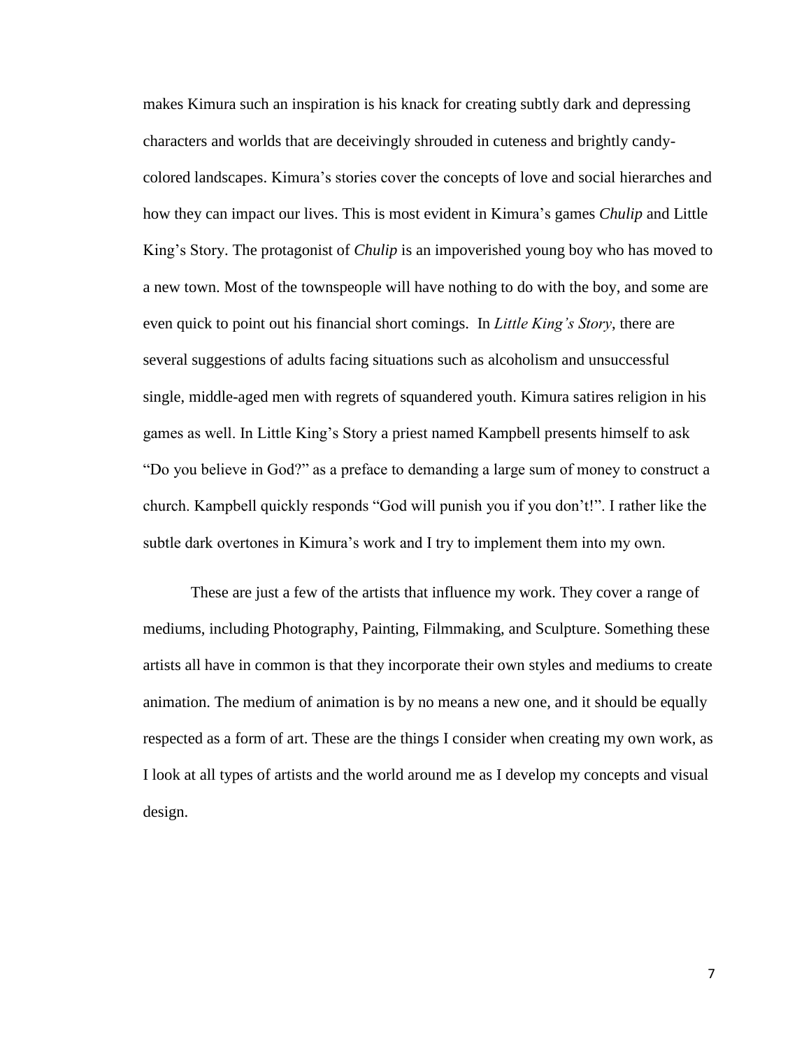makes Kimura such an inspiration is his knack for creating subtly dark and depressing characters and worlds that are deceivingly shrouded in cuteness and brightly candy-colored landscapes. Kimura's stories cover the concepts of love and social hierarchies and how they can impact our lives. This is most evident in Kimura's games *Chulip* and Little King's Story. The protagonist of *Chulip* is an impoverished young boy who has moved to a new town. Most of the townspeople will have nothing to do with the boy, and some are even quick to point out his financial short comings. In *Little King's Story*, there are several suggestions of adults facing situations such as alcoholism and unsuccessful single, middle-aged men with regrets of squandered youth. Kimura satires religion in his games as well. In Little King's Story a priest named Kampbell presents himself to ask "Do you believe in God?" as a preface to demanding a large sum of money to construct a church. Kampbell quickly responds "God will punish you if you don't!". I rather like the subtle dark overtones in Kimura's work and I try to implement them into my own.

These are just a few of the artists that influence my work. They cover a range of mediums, including Photography, Painting, Filmmaking, and Sculpture. Something these artists all have in common is that they incorporate their own styles and mediums to create animation. The medium of animation is by no means a new one, and it should be equally respected as a form of art. These are the things I consider when creating my own work, as I look at all types of artists and the world around me as I develop my concepts and visual design.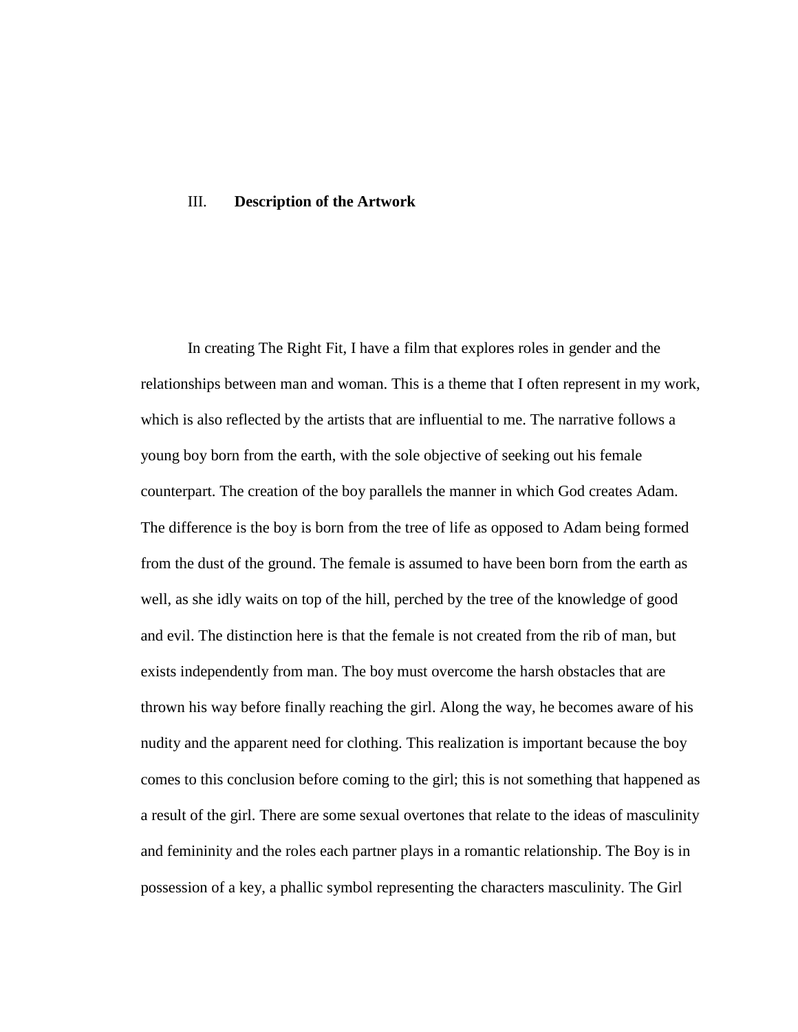## III. **Description of the Artwork**

In creating The Right Fit, I have a film that explores roles in gender and the relationships between man and woman. This is a theme that I often represent in my work, which is also reflected by the artists that are influential to me. The narrative follows a young boy born from the earth, with the sole objective of seeking out his female counterpart. The creation of the boy parallels the manner in which God creates Adam. The difference is the boy is born from the tree of life as opposed to Adam being formed from the dust of the ground. The female is assumed to have been born from the earth as well, as she idly waits on top of the hill, perched by the tree of the knowledge of good and evil. The distinction here is that the female is not created from the rib of man, but exists independently from man. The boy must overcome the harsh obstacles that are thrown his way before finally reaching the girl. Along the way, he becomes aware of his nudity and the apparent need for clothing. This realization is important because the boy comes to this conclusion before coming to the girl; this is not something that happened as a result of the girl. There are some sexual overtones that relate to the ideas of masculinity and femininity and the roles each partner plays in a romantic relationship. The Boy is in possession of a key, a phallic symbol representing the characters masculinity. The Girl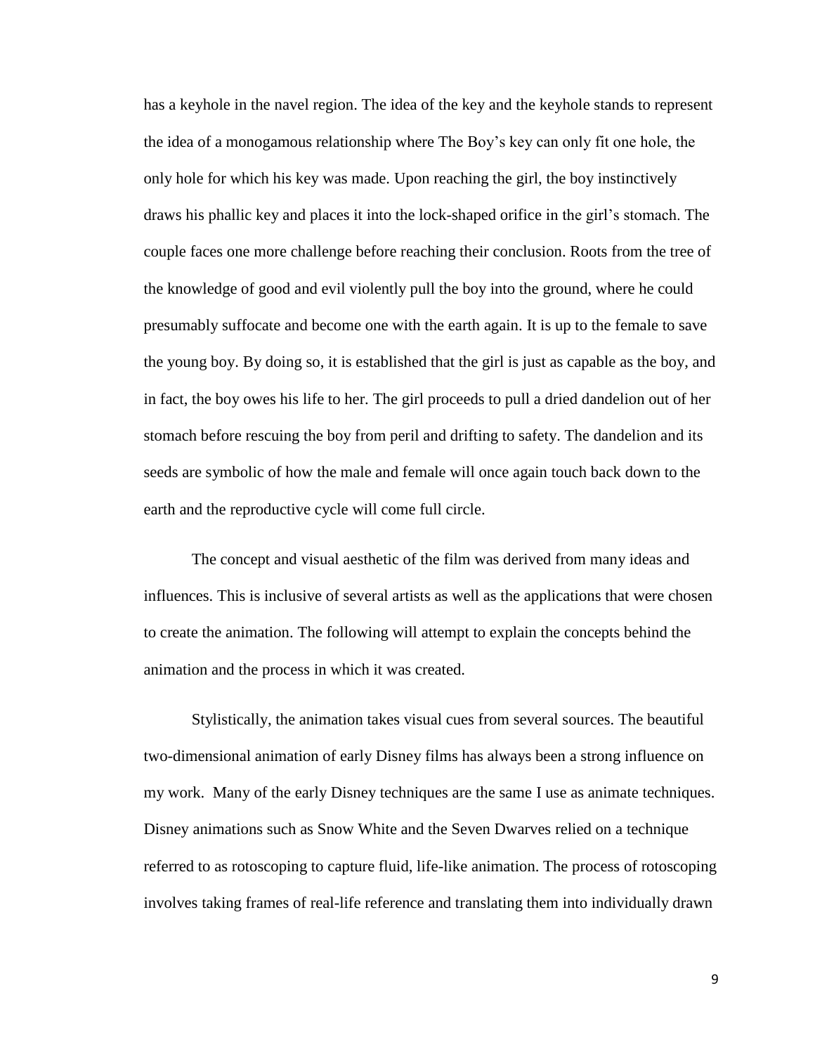has a keyhole in the navel region. The idea of the key and the keyhole stands to represent the idea of a monogamous relationship where The Boy's key can only fit one hole, the only hole for which his key was made. Upon reaching the girl, the boy instinctively draws his phallic key and places it into the lock-shaped orifice in the girl's stomach. The couple faces one more challenge before reaching their conclusion. Roots from the tree of the knowledge of good and evil violently pull the boy into the ground, where he could presumably suffocate and become one with the earth again. It is up to the female to save the young boy. By doing so, it is established that the girl is just as capable as the boy, and in fact, the boy owes his life to her. The girl proceeds to pull a dried dandelion out of her stomach before rescuing the boy from peril and drifting to safety. The dandelion and its seeds are symbolic of how the male and female will once again touch back down to the earth and the reproductive cycle will come full circle.

The concept and visual aesthetic of the film was derived from many ideas and influences. This is inclusive of several artists as well as the applications that were chosen to create the animation. The following will attempt to explain the concepts behind the animation and the process in which it was created.

Stylistically, the animation takes visual cues from several sources. The beautiful two-dimensional animation of early Disney films has always been a strong influence on my work. Many of the early Disney techniques are the same I use as animate techniques. Disney animations such as Snow White and the Seven Dwarves relied on a technique referred to as rotoscoping to capture fluid, life-like animation. The process of rotoscoping involves taking frames of real-life reference and translating them into individually drawn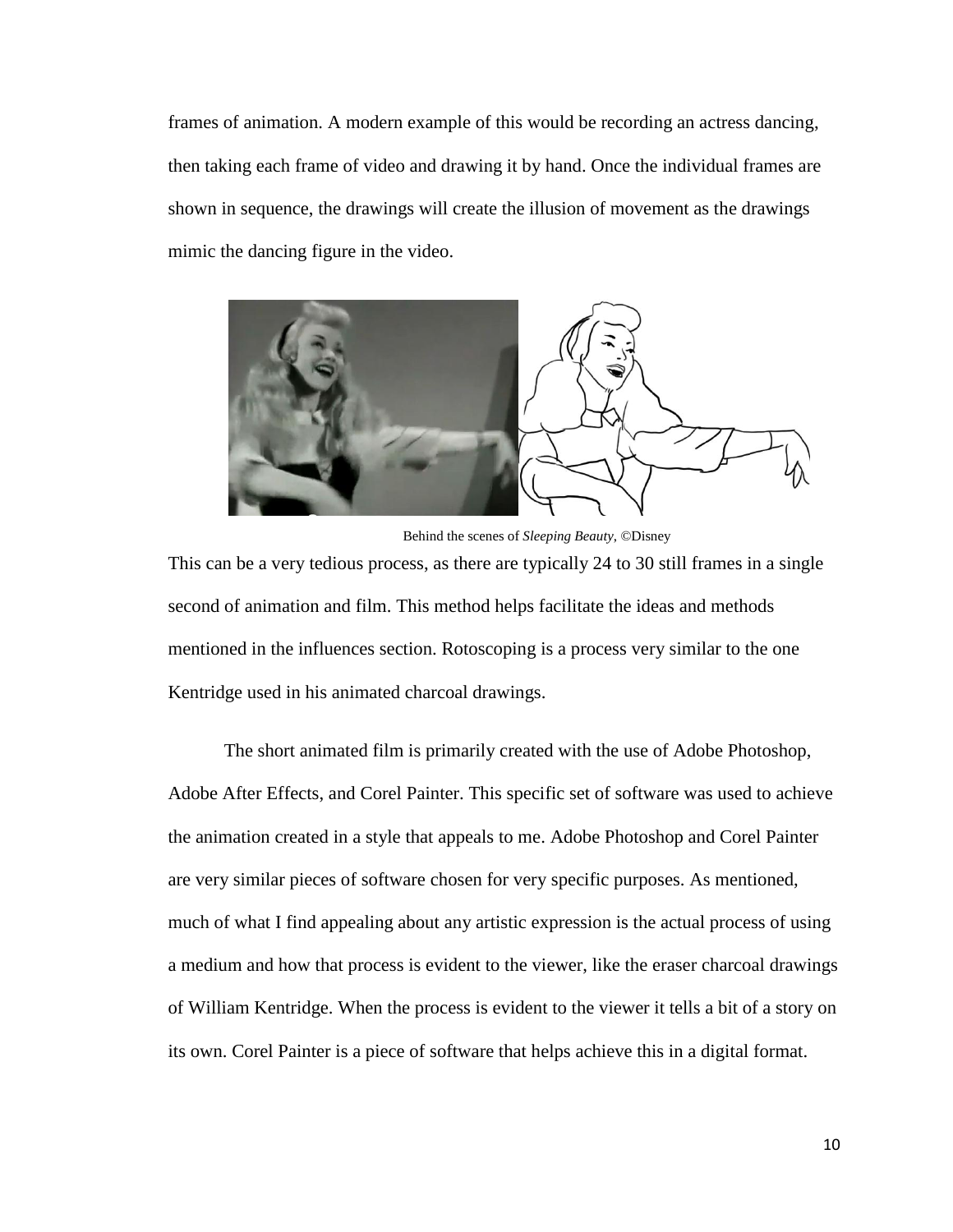frames of animation. A modern example of this would be recording an actress dancing, then taking each frame of video and drawing it by hand. Once the individual frames are shown in sequence, the drawings will create the illusion of movement as the drawings mimic the dancing figure in the video.

Behind the scenes of *Sleeping Beauty*, ©Disney

This can be a very tedious process, as there are typically 24 to 30 still frames in a single second of animation and film. This method helps facilitate the ideas and methods mentioned in the influences section. Rotoscoping is a process very similar to the one Kentridge used in his animated charcoal drawings.

The short animated film is primarily created with the use of Adobe Photoshop, Adobe After Effects, and Corel Painter. This specific set of software was used to achieve the animation created in a style that appeals to me. Adobe Photoshop and Corel Painter are very similar pieces of software chosen for very specific purposes. As mentioned, much of what I find appealing about any artistic expression is the actual process of using a medium and how that process is evident to the viewer, like the eraser charcoal drawings of William Kentridge. When the process is evident to the viewer it tells a bit of a story on its own. Corel Painter is a piece of software that helps achieve this in a digital format.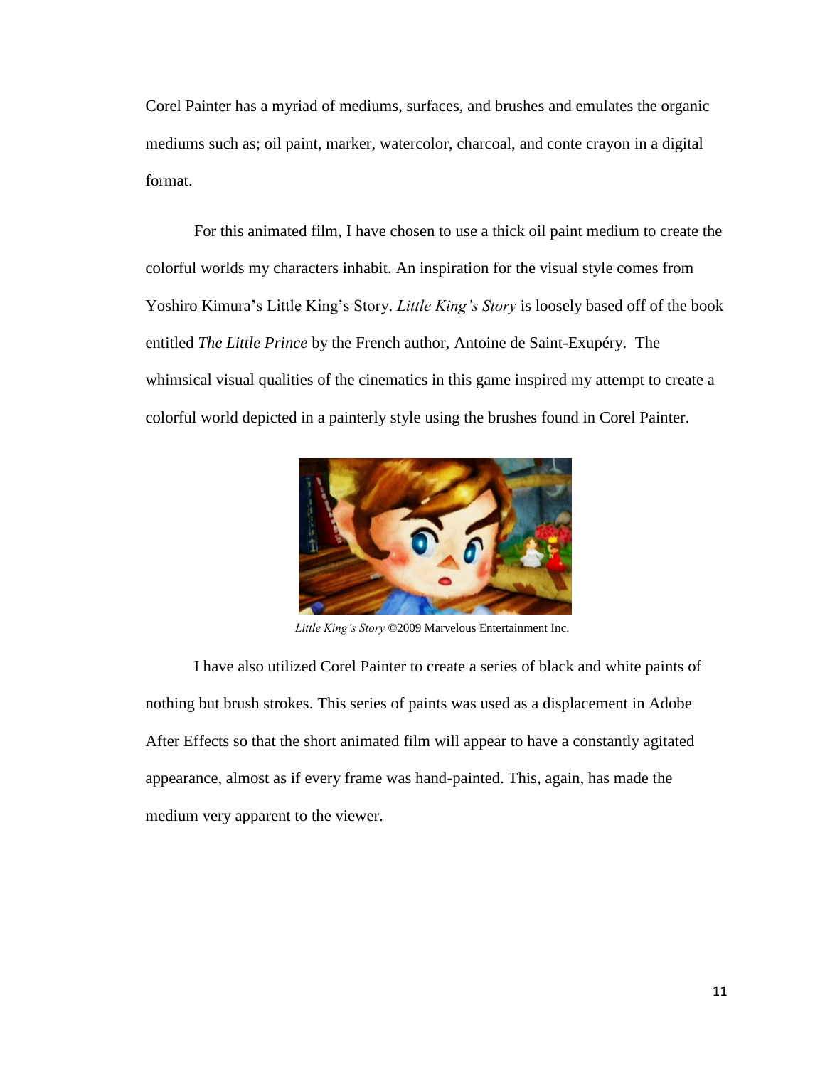Corel Painter has a myriad of mediums, surfaces, and brushes and emulates the organic mediums such as; oil paint, marker, watercolor, charcoal, and conte crayon in a digital format.

For this animated film, I have chosen to use a thick oil paint medium to create the colorful worlds my characters inhabit. An inspiration for the visual style comes from Yoshiro Kimura's Little King's Story. *Little King's Story* is loosely based off of the book entitled *The Little Prince* by the French author, Antoine de Saint-Exupéry. The whimsical visual qualities of the cinematics in this game inspired my attempt to create a colorful world depicted in a painterly style using the brushes found in Corel Painter.

*Little King's Story* ©2009 Marvelous Entertainment Inc.

I have also utilized Corel Painter to create a series of black and white paints of nothing but brush strokes. This series of paints was used as a displacement in Adobe After Effects so that the short animated film will appear to have a constantly agitated appearance, almost as if every frame was hand-painted. This, again, has made the medium very apparent to the viewer.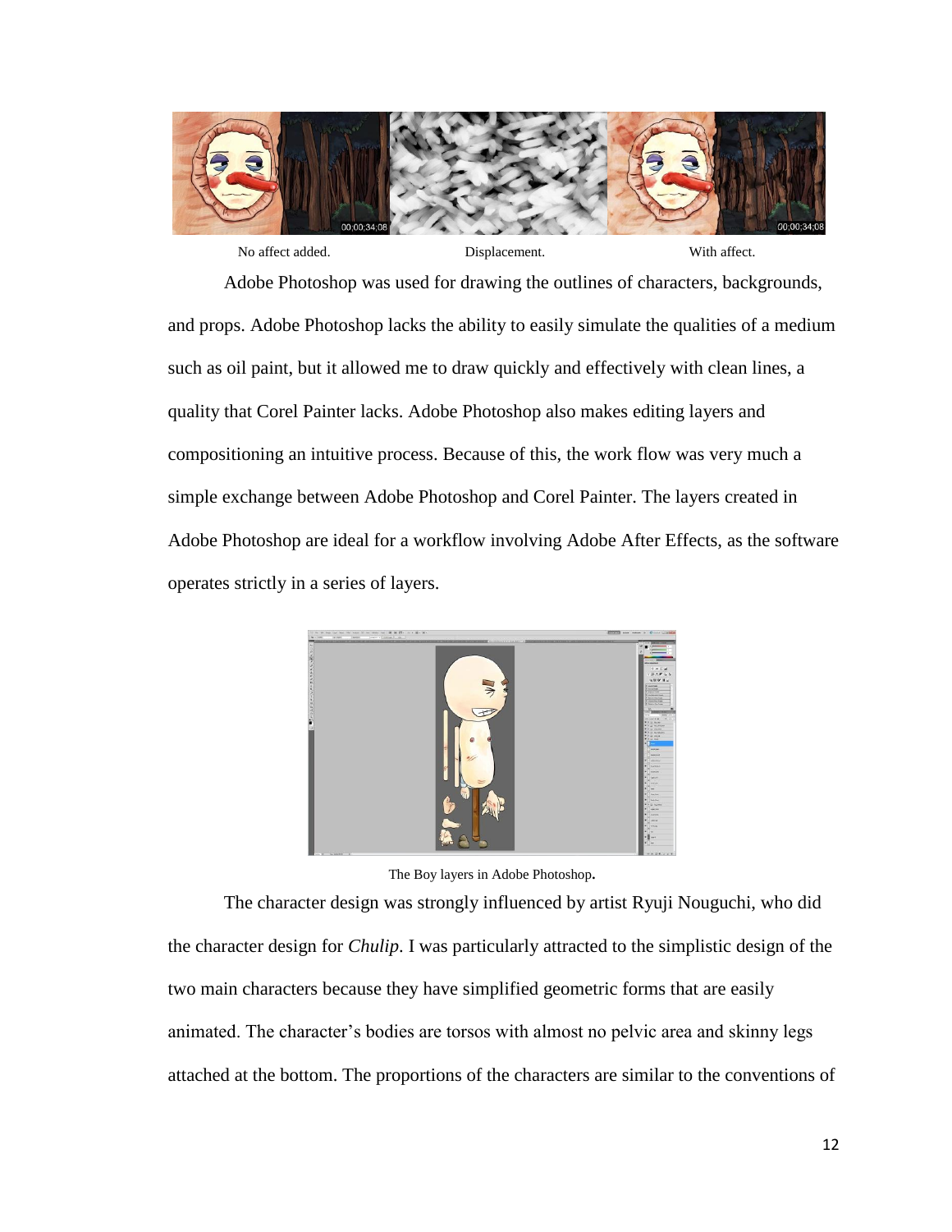No affect added. Displacement. With affect.

Adobe Photoshop was used for drawing the outlines of characters, backgrounds, and props. Adobe Photoshop lacks the ability to easily simulate the qualities of a medium such as oil paint, but it allowed me to draw quickly and effectively with clean lines, a quality that Corel Painter lacks. Adobe Photoshop also makes editing layers and compositioning an intuitive process. Because of this, the work flow was very much a simple exchange between Adobe Photoshop and Corel Painter. The layers created in Adobe Photoshop are ideal for a workflow involving Adobe After Effects, as the software operates strictly in a series of layers.

The Boy layers in Adobe Photoshop.

The character design was strongly influenced by artist Ryuji Nouguchi, who did the character design for *Chulip*. I was particularly attracted to the simplistic design of the two main characters because they have simplified geometric forms that are easily animated. The character's bodies are torsos with almost no pelvic area and skinny legs attached at the bottom. The proportions of the characters are similar to the conventions of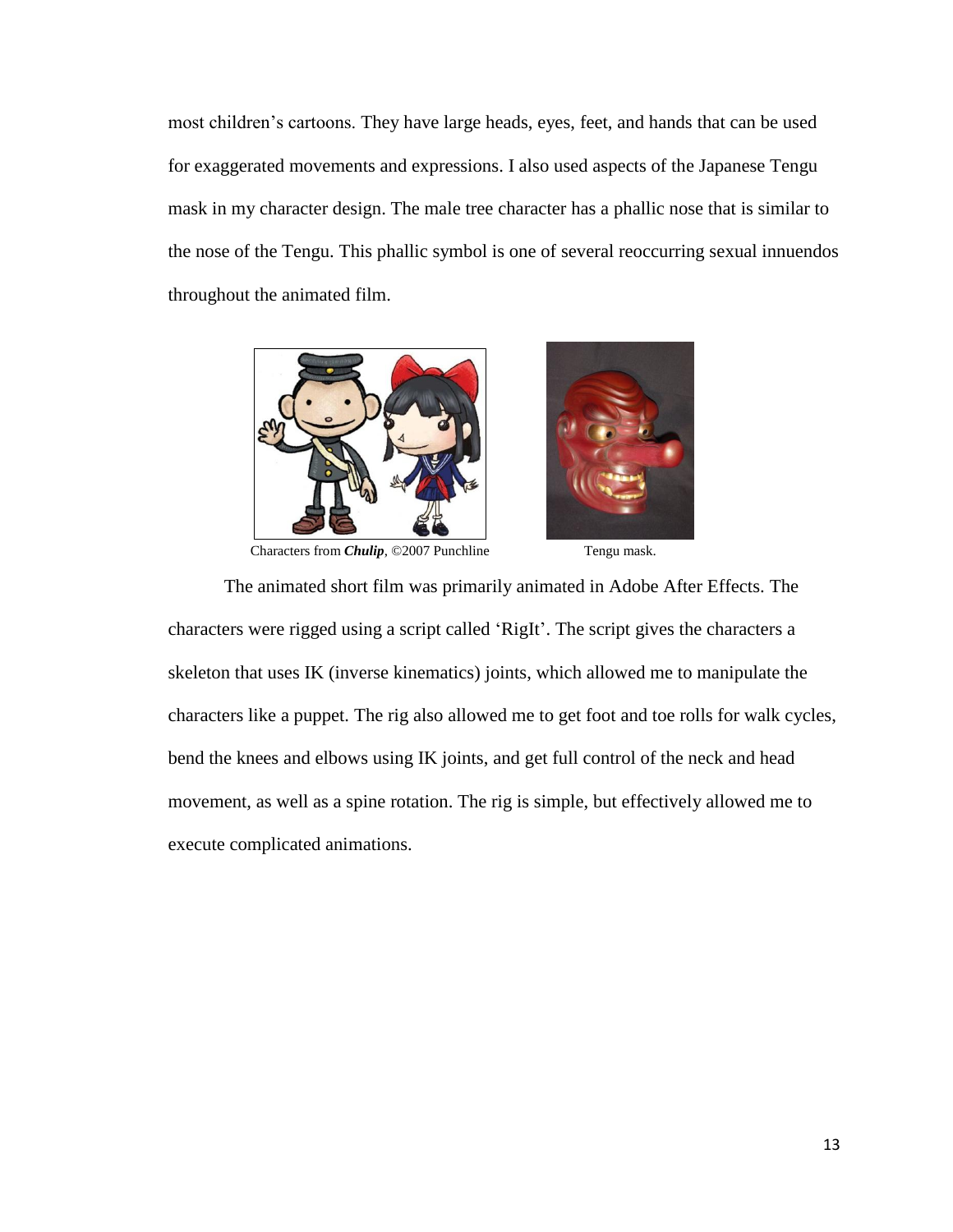most children's cartoons. They have large heads, eyes, feet, and hands that can be used for exaggerated movements and expressions. I also used aspects of the Japanese Tengu mask in my character design. The male tree character has a phallic nose that is similar to the nose of the Tengu. This phallic symbol is one of several reoccurring sexual innuendos throughout the animated film.

Characters from ***Chulip***, ©2007 Punchline

Tengu mask.

The animated short film was primarily animated in Adobe After Effects. The characters were rigged using a script called 'RigIt'. The script gives the characters a skeleton that uses IK (inverse kinematics) joints, which allowed me to manipulate the characters like a puppet. The rig also allowed me to get foot and toe rolls for walk cycles, bend the knees and elbows using IK joints, and get full control of the neck and head movement, as well as a spine rotation. The rig is simple, but effectively allowed me to execute complicated animations.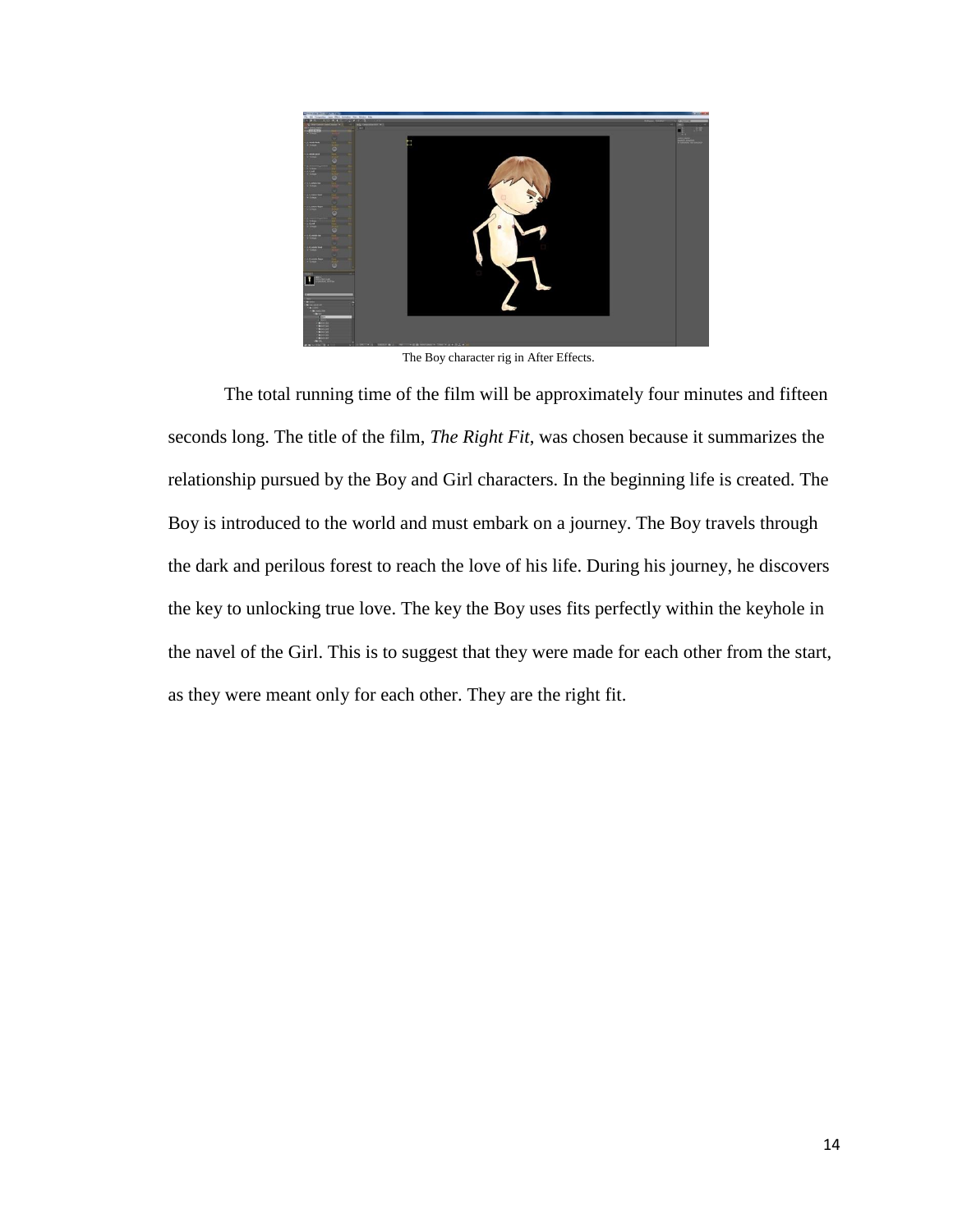The Boy character rig in After Effects.

The total running time of the film will be approximately four minutes and fifteen seconds long. The title of the film, *The Right Fit*, was chosen because it summarizes the relationship pursued by the Boy and Girl characters. In the beginning life is created. The Boy is introduced to the world and must embark on a journey. The Boy travels through the dark and perilous forest to reach the love of his life. During his journey, he discovers the key to unlocking true love. The key the Boy uses fits perfectly within the keyhole in the navel of the Girl. This is to suggest that they were made for each other from the start, as they were meant only for each other. They are the right fit.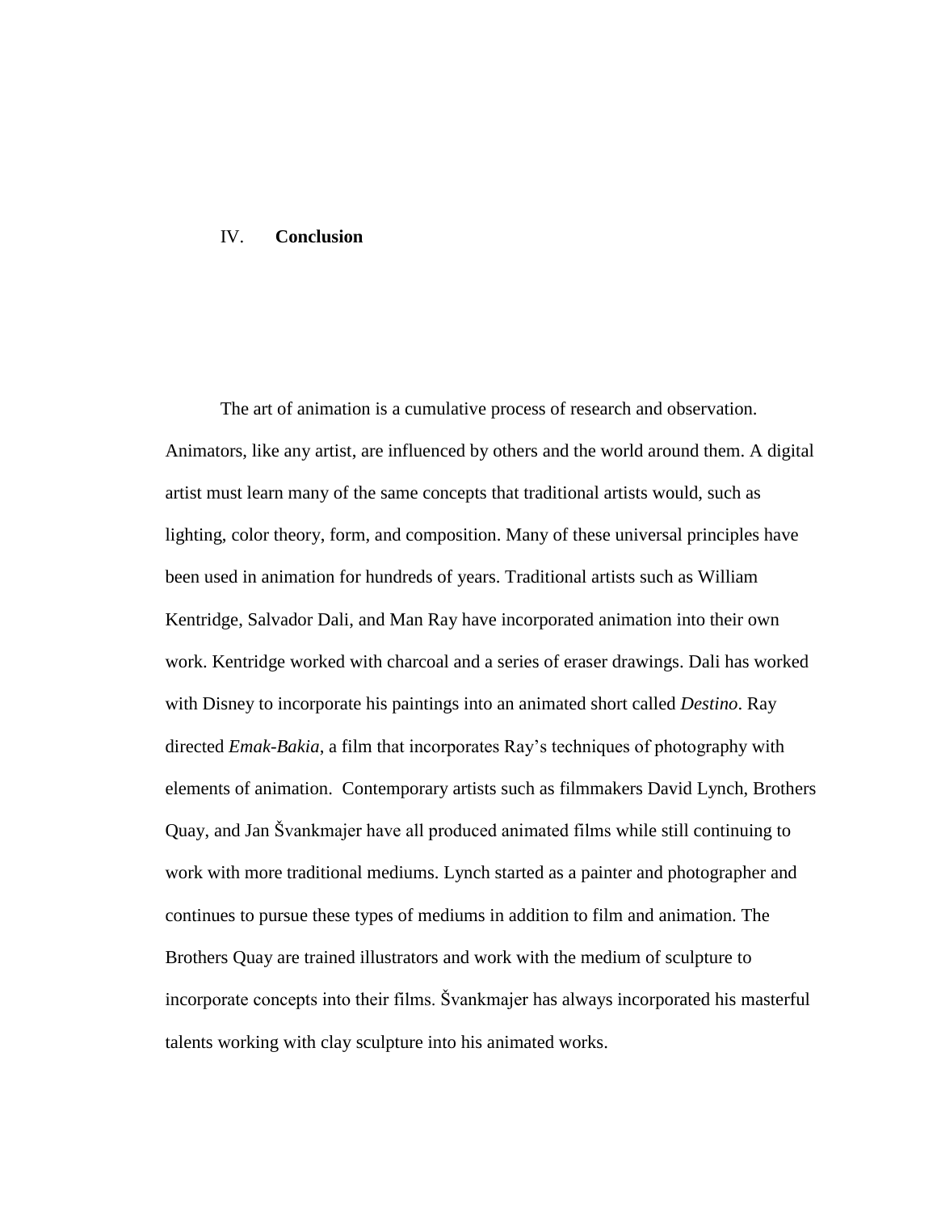## IV. **Conclusion**

The art of animation is a cumulative process of research and observation. Animators, like any artist, are influenced by others and the world around them. A digital artist must learn many of the same concepts that traditional artists would, such as lighting, color theory, form, and composition. Many of these universal principles have been used in animation for hundreds of years. Traditional artists such as William Kentridge, Salvador Dali, and Man Ray have incorporated animation into their own work. Kentridge worked with charcoal and a series of eraser drawings. Dali has worked with Disney to incorporate his paintings into an animated short called *Destino*. Ray directed *Emak-Bakia*, a film that incorporates Ray's techniques of photography with elements of animation. Contemporary artists such as filmmakers David Lynch, Brothers Quay, and Jan Švankmajer have all produced animated films while still continuing to work with more traditional mediums. Lynch started as a painter and photographer and continues to pursue these types of mediums in addition to film and animation. The Brothers Quay are trained illustrators and work with the medium of sculpture to incorporate concepts into their films. Švankmajer has always incorporated his masterful talents working with clay sculpture into his animated works.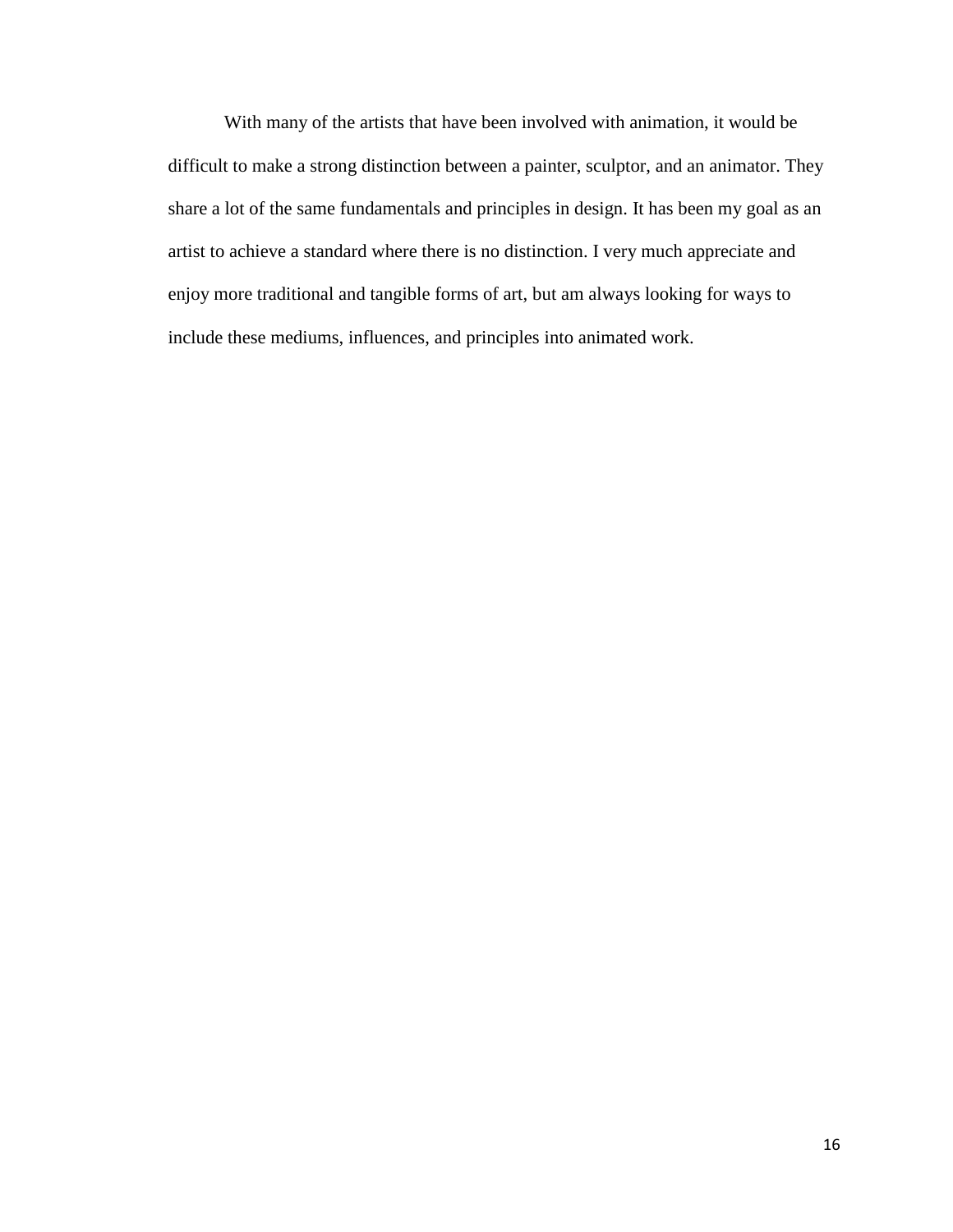With many of the artists that have been involved with animation, it would be difficult to make a strong distinction between a painter, sculptor, and an animator. They share a lot of the same fundamentals and principles in design. It has been my goal as an artist to achieve a standard where there is no distinction. I very much appreciate and enjoy more traditional and tangible forms of art, but am always looking for ways to include these mediums, influences, and principles into animated work.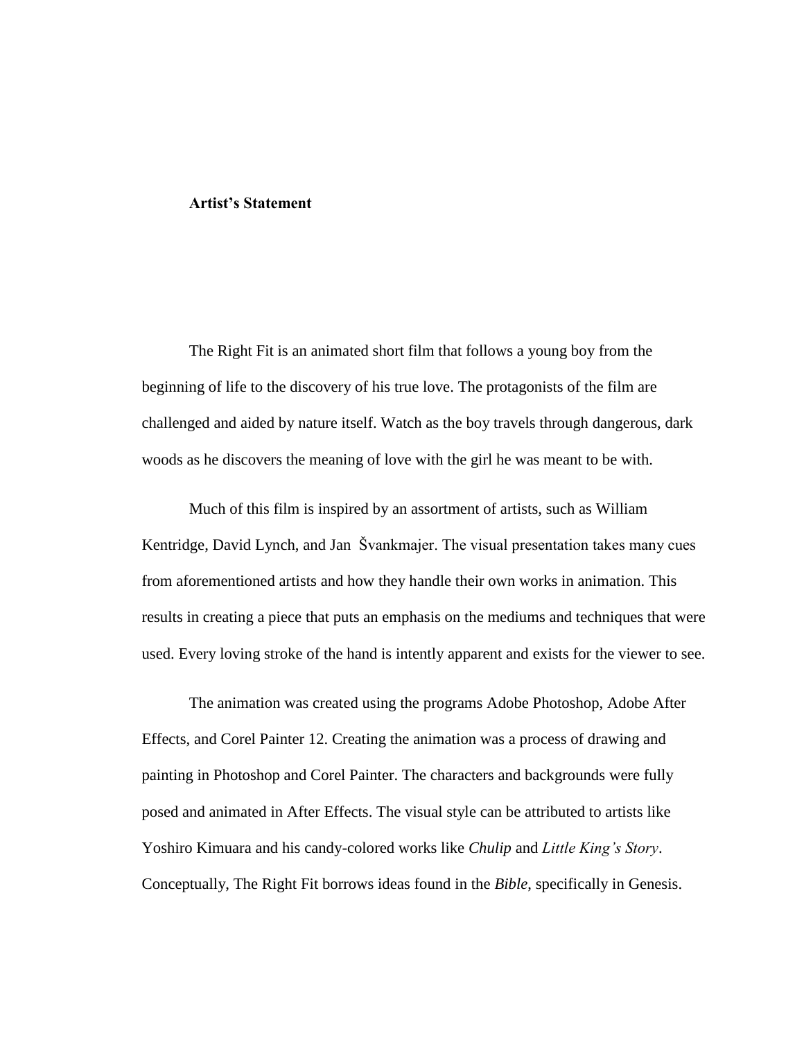**Artist's Statement**

The Right Fit is an animated short film that follows a young boy from the beginning of life to the discovery of his true love. The protagonists of the film are challenged and aided by nature itself. Watch as the boy travels through dangerous, dark woods as he discovers the meaning of love with the girl he was meant to be with.

Much of this film is inspired by an assortment of artists, such as William Kentridge, David Lynch, and Jan  Švankmajer. The visual presentation takes many cues from aforementioned artists and how they handle their own works in animation. This results in creating a piece that puts an emphasis on the mediums and techniques that were used. Every loving stroke of the hand is intently apparent and exists for the viewer to see.

The animation was created using the programs Adobe Photoshop, Adobe After Effects, and Corel Painter 12. Creating the animation was a process of drawing and painting in Photoshop and Corel Painter. The characters and backgrounds were fully posed and animated in After Effects. The visual style can be attributed to artists like Yoshiro Kimuara and his candy-colored works like *Chulip* and *Little King's Story*. Conceptually, The Right Fit borrows ideas found in the *Bible*, specifically in Genesis.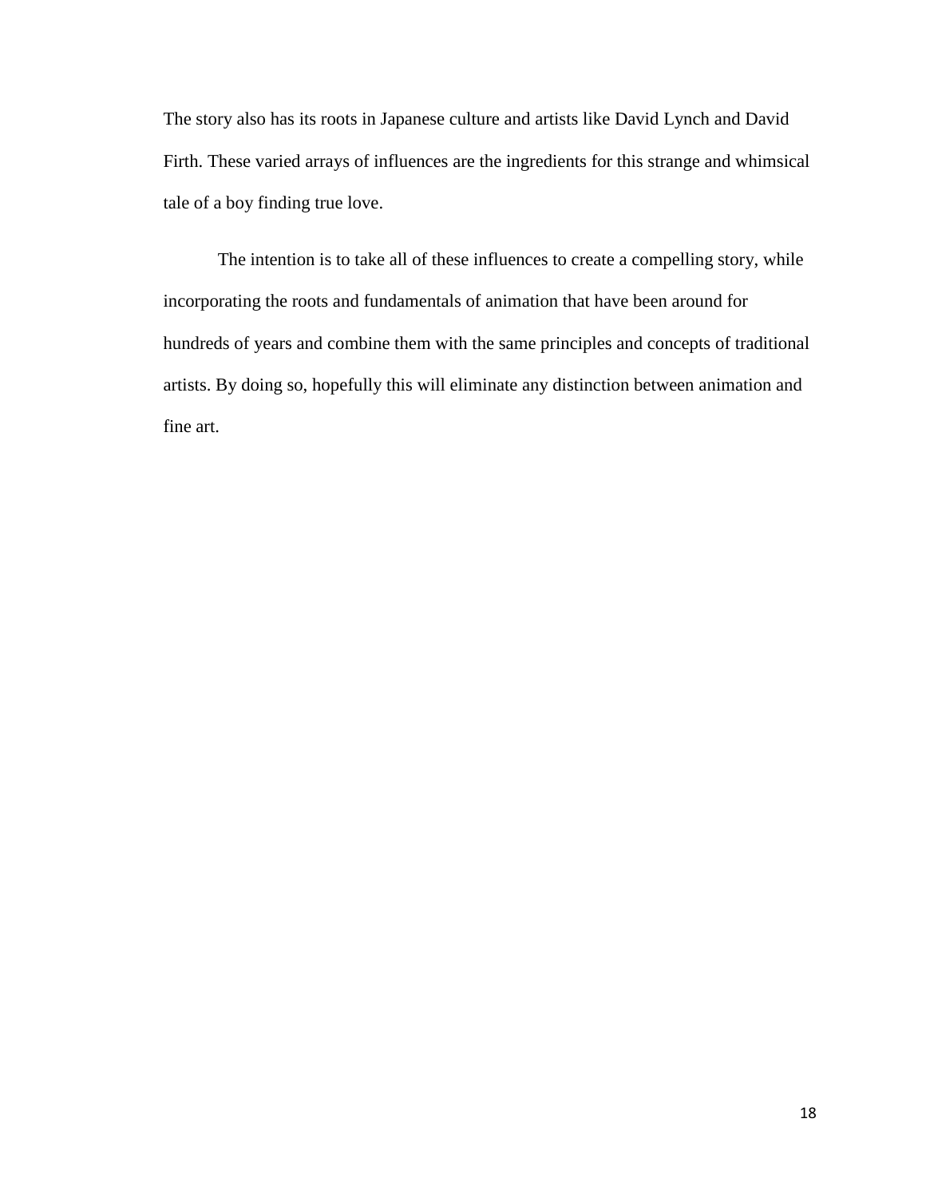The story also has its roots in Japanese culture and artists like David Lynch and David Firth. These varied arrays of influences are the ingredients for this strange and whimsical tale of a boy finding true love.

The intention is to take all of these influences to create a compelling story, while incorporating the roots and fundamentals of animation that have been around for hundreds of years and combine them with the same principles and concepts of traditional artists. By doing so, hopefully this will eliminate any distinction between animation and fine art.